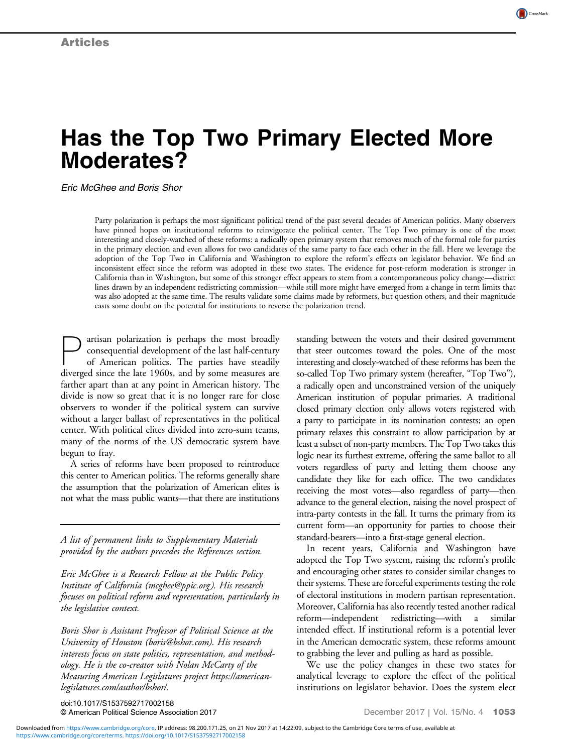Articles

# Has the Top Two Primary Elected More Moderates?

*Eric McGhee and Boris Shor*

Party polarization is perhaps the most significant political trend of the past several decades of American politics. Many observers have pinned hopes on institutional reforms to reinvigorate the political center. The Top Two primary is one of the most interesting and closely-watched of these reforms: a radically open primary system that removes much of the formal role for parties in the primary election and even allows for two candidates of the same party to face each other in the fall. Here we leverage the adoption of the Top Two in California and Washington to explore the reform's effects on legislator behavior. We find an inconsistent effect since the reform was adopted in these two states. The evidence for post-reform moderation is stronger in California than in Washington, but some of this stronger effect appears to stem from a contemporaneous policy change—district lines drawn by an independent redistricting commission—while still more might have emerged from a change in term limits that was also adopted at the same time. The results validate some claims made by reformers, but question others, and their magnitude casts some doubt on the potential for institutions to reverse the polarization trend.

Partisan polarization is perhaps the most broadly consequential development of the last half-century of American politics. The parties have steadily diverged since the late 1960s, and by some measures are farther apart than at any point in American history. The divide is now so great that it is no longer rare for close observers to wonder if the political system can survive without a larger ballast of representatives in the political center. With political elites divided into zero-sum teams, many of the norms of the US democratic system have begun to fray.

A series of reforms have been proposed to reintroduce this center to American politics. The reforms generally share the assumption that the polarization of American elites is not what the mass public wants—that there are institutions standing between the voters and their desired government that steer outcomes toward the poles. One of the most interesting and closely-watched of these reforms has been the so-called Top Two primary system (hereafter, "Top Two"), a radically open and unconstrained version of the uniquely American institution of popular primaries. A traditional closed primary election only allows voters registered with a party to participate in its nomination contests; an open primary relaxes this constraint to allow participation by at least a subset of non-party members. The Top Two takes this logic near its furthest extreme, offering the same ballot to all voters regardless of party and letting them choose any candidate they like for each office. The two candidates receiving the most votes—also regardless of party—then advance to the general election, raising the novel prospect of intra-party contests in the fall. It turns the primary from its current form—an opportunity for parties to choose their standard-bearers—into a first-stage general election.

In recent years, California and Washington have adopted the Top Two system, raising the reform's profile and encouraging other states to consider similar changes to their systems. These are forceful experiments testing the role of electoral institutions in modern partisan representation. Moreover, California has also recently tested another radical reform—independent redistricting—with a similar intended effect. If institutional reform is a potential lever in the American democratic system, these reforms amount to grabbing the lever and pulling as hard as possible.

We use the policy changes in these two states for analytical leverage to explore the effect of the political institutions on legislator behavior. Does the system elect

---

*A list of permanent links to Supplementary Materials provided by the authors precedes the References section.*

*Eric McGhee is a Research Fellow at the Public Policy Institute of California (mcghee@ppic.org). His research focuses on political reform and representation, particularly in the legislative context.*

*Boris Shor is Assistant Professor of Political Science at the University of Houston (boris@bshor.com). His research interests focus on state politics, representation, and methodology. He is the co-creator with Nolan McCarty of the Measuring American Legislatures project https://american-legislatures.com/author/bshor/.*

doi:10.1017/S1537592717002158
© American Political Science Association 2017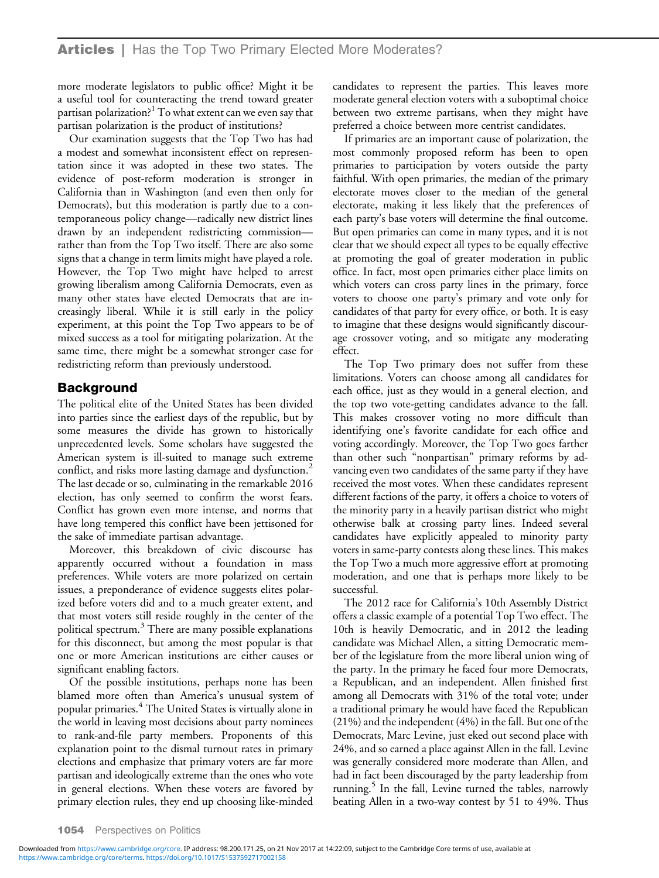more moderate legislators to public office? Might it be a useful tool for counteracting the trend toward greater partisan polarization?[1] To what extent can we even say that partisan polarization is the product of institutions?

Our examination suggests that the Top Two has had a modest and somewhat inconsistent effect on representation since it was adopted in these two states. The evidence of post-reform moderation is stronger in California than in Washington (and even then only for Democrats), but this moderation is partly due to a contemporaneous policy change—radically new district lines drawn by an independent redistricting commission—rather than from the Top Two itself. There are also some signs that a change in term limits might have played a role. However, the Top Two might have helped to arrest growing liberalism among California Democrats, even as many other states have elected Democrats that are increasingly liberal. While it is still early in the policy experiment, at this point the Top Two appears to be of mixed success as a tool for mitigating polarization. At the same time, there might be a somewhat stronger case for redistricting reform than previously understood.

## Background

The political elite of the United States has been divided into parties since the earliest days of the republic, but by some measures the divide has grown to historically unprecedented levels. Some scholars have suggested the American system is ill-suited to manage such extreme conflict, and risks more lasting damage and dysfunction.[2] The last decade or so, culminating in the remarkable 2016 election, has only seemed to confirm the worst fears. Conflict has grown even more intense, and norms that have long tempered this conflict have been jettisoned for the sake of immediate partisan advantage.

Moreover, this breakdown of civic discourse has apparently occurred without a foundation in mass preferences. While voters are more polarized on certain issues, a preponderance of evidence suggests elites polarized before voters did and to a much greater extent, and that most voters still reside roughly in the center of the political spectrum.[3] There are many possible explanations for this disconnect, but among the most popular is that one or more American institutions are either causes or significant enabling factors.

Of the possible institutions, perhaps none has been blamed more often than America's unusual system of popular primaries.[4] The United States is virtually alone in the world in leaving most decisions about party nominees to rank-and-file party members. Proponents of this explanation point to the dismal turnout rates in primary elections and emphasize that primary voters are far more partisan and ideologically extreme than the ones who vote in general elections. When these voters are favored by primary election rules, they end up choosing like-minded candidates to represent the parties. This leaves more moderate general election voters with a suboptimal choice between two extreme partisans, when they might have preferred a choice between more centrist candidates.

If primaries are an important cause of polarization, the most commonly proposed reform has been to open primaries to participation by voters outside the party faithful. With open primaries, the median of the primary electorate moves closer to the median of the general electorate, making it less likely that the preferences of each party's base voters will determine the final outcome. But open primaries can come in many types, and it is not clear that we should expect all types to be equally effective at promoting the goal of greater moderation in public office. In fact, most open primaries either place limits on which voters can cross party lines in the primary, force voters to choose one party's primary and vote only for candidates of that party for every office, or both. It is easy to imagine that these designs would significantly discourage crossover voting, and so mitigate any moderating effect.

The Top Two primary does not suffer from these limitations. Voters can choose among all candidates for each office, just as they would in a general election, and the top two vote-getting candidates advance to the fall. This makes crossover voting no more difficult than identifying one's favorite candidate for each office and voting accordingly. Moreover, the Top Two goes farther than other such "nonpartisan" primary reforms by advancing even two candidates of the same party if they have received the most votes. When these candidates represent different factions of the party, it offers a choice to voters of the minority party in a heavily partisan district who might otherwise balk at crossing party lines. Indeed several candidates have explicitly appealed to minority party voters in same-party contests along these lines. This makes the Top Two a much more aggressive effort at promoting moderation, and one that is perhaps more likely to be successful.

The 2012 race for California's 10th Assembly District offers a classic example of a potential Top Two effect. The 10th is heavily Democratic, and in 2012 the leading candidate was Michael Allen, a sitting Democratic member of the legislature from the more liberal union wing of the party. In the primary he faced four more Democrats, a Republican, and an independent. Allen finished first among all Democrats with 31% of the total vote; under a traditional primary he would have faced the Republican (21%) and the independent (4%) in the fall. But one of the Democrats, Marc Levine, just eked out second place with 24%, and so earned a place against Allen in the fall. Levine was generally considered more moderate than Allen, and had in fact been discouraged by the party leadership from running.[5] In the fall, Levine turned the tables, narrowly beating Allen in a two-way contest by 51 to 49%. Thus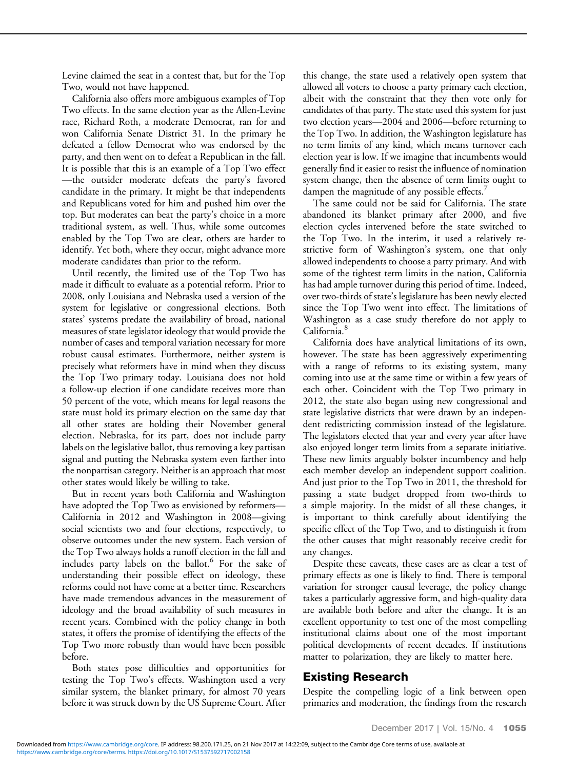Levine claimed the seat in a contest that, but for the Top Two, would not have happened.

California also offers more ambiguous examples of Top Two effects. In the same election year as the Allen-Levine race, Richard Roth, a moderate Democrat, ran for and won California Senate District 31. In the primary he defeated a fellow Democrat who was endorsed by the party, and then went on to defeat a Republican in the fall. It is possible that this is an example of a Top Two effect —the outsider moderate defeats the party's favored candidate in the primary. It might be that independents and Republicans voted for him and pushed him over the top. But moderates can beat the party's choice in a more traditional system, as well. Thus, while some outcomes enabled by the Top Two are clear, others are harder to identify. Yet both, where they occur, might advance more moderate candidates than prior to the reform.

Until recently, the limited use of the Top Two has made it difficult to evaluate as a potential reform. Prior to 2008, only Louisiana and Nebraska used a version of the system for legislative or congressional elections. Both states' systems predate the availability of broad, national measures of state legislator ideology that would provide the number of cases and temporal variation necessary for more robust causal estimates. Furthermore, neither system is precisely what reformers have in mind when they discuss the Top Two primary today. Louisiana does not hold a follow-up election if one candidate receives more than 50 percent of the vote, which means for legal reasons the state must hold its primary election on the same day that all other states are holding their November general election. Nebraska, for its part, does not include party labels on the legislative ballot, thus removing a key partisan signal and putting the Nebraska system even farther into the nonpartisan category. Neither is an approach that most other states would likely be willing to take.

But in recent years both California and Washington have adopted the Top Two as envisioned by reformers—California in 2012 and Washington in 2008—giving social scientists two and four elections, respectively, to observe outcomes under the new system. Each version of the Top Two always holds a runoff election in the fall and includes party labels on the ballot.[6] For the sake of understanding their possible effect on ideology, these reforms could not have come at a better time. Researchers have made tremendous advances in the measurement of ideology and the broad availability of such measures in recent years. Combined with the policy change in both states, it offers the promise of identifying the effects of the Top Two more robustly than would have been possible before.

Both states pose difficulties and opportunities for testing the Top Two's effects. Washington used a very similar system, the blanket primary, for almost 70 years before it was struck down by the US Supreme Court. After this change, the state used a relatively open system that allowed all voters to choose a party primary each election, albeit with the constraint that they then vote only for candidates of that party. The state used this system for just two election years—2004 and 2006—before returning to the Top Two. In addition, the Washington legislature has no term limits of any kind, which means turnover each election year is low. If we imagine that incumbents would generally find it easier to resist the influence of nomination system change, then the absence of term limits ought to dampen the magnitude of any possible effects.[7]

The same could not be said for California. The state abandoned its blanket primary after 2000, and five election cycles intervened before the state switched to the Top Two. In the interim, it used a relatively restrictive form of Washington's system, one that only allowed independents to choose a party primary. And with some of the tightest term limits in the nation, California has had ample turnover during this period of time. Indeed, over two-thirds of state's legislature has been newly elected since the Top Two went into effect. The limitations of Washington as a case study therefore do not apply to California.[8]

California does have analytical limitations of its own, however. The state has been aggressively experimenting with a range of reforms to its existing system, many coming into use at the same time or within a few years of each other. Coincident with the Top Two primary in 2012, the state also began using new congressional and state legislative districts that were drawn by an independent redistricting commission instead of the legislature. The legislators elected that year and every year after have also enjoyed longer term limits from a separate initiative. These new limits arguably bolster incumbency and help each member develop an independent support coalition. And just prior to the Top Two in 2011, the threshold for passing a state budget dropped from two-thirds to a simple majority. In the midst of all these changes, it is important to think carefully about identifying the specific effect of the Top Two, and to distinguish it from the other causes that might reasonably receive credit for any changes.

Despite these caveats, these cases are as clear a test of primary effects as one is likely to find. There is temporal variation for stronger causal leverage, the policy change takes a particularly aggressive form, and high-quality data are available both before and after the change. It is an excellent opportunity to test one of the most compelling institutional claims about one of the most important political developments of recent decades. If institutions matter to polarization, they are likely to matter here.

## Existing Research

Despite the compelling logic of a link between open primaries and moderation, the findings from the research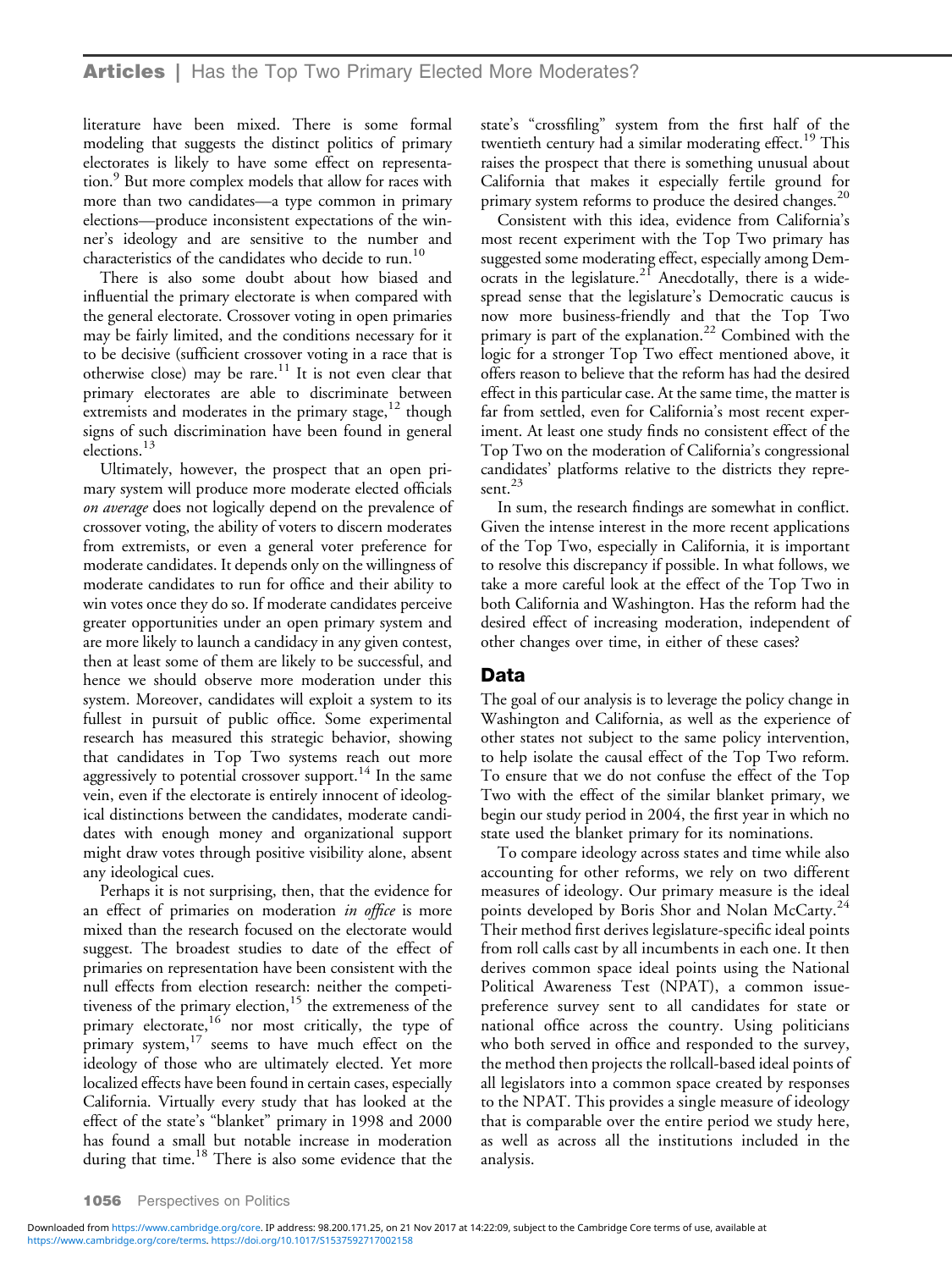literature have been mixed. There is some formal modeling that suggests the distinct politics of primary electorates is likely to have some effect on representation.[9] But more complex models that allow for races with more than two candidates—a type common in primary elections—produce inconsistent expectations of the winner's ideology and are sensitive to the number and characteristics of the candidates who decide to run.[10]

There is also some doubt about how biased and influential the primary electorate is when compared with the general electorate. Crossover voting in open primaries may be fairly limited, and the conditions necessary for it to be decisive (sufficient crossover voting in a race that is otherwise close) may be rare.[11] It is not even clear that primary electorates are able to discriminate between extremists and moderates in the primary stage,[12] though signs of such discrimination have been found in general elections.[13]

Ultimately, however, the prospect that an open primary system will produce more moderate elected officials *on average* does not logically depend on the prevalence of crossover voting, the ability of voters to discern moderates from extremists, or even a general voter preference for moderate candidates. It depends only on the willingness of moderate candidates to run for office and their ability to win votes once they do so. If moderate candidates perceive greater opportunities under an open primary system and are more likely to launch a candidacy in any given contest, then at least some of them are likely to be successful, and hence we should observe more moderation under this system. Moreover, candidates will exploit a system to its fullest in pursuit of public office. Some experimental research has measured this strategic behavior, showing that candidates in Top Two systems reach out more aggressively to potential crossover support.[14] In the same vein, even if the electorate is entirely innocent of ideological distinctions between the candidates, moderate candidates with enough money and organizational support might draw votes through positive visibility alone, absent any ideological cues.

Perhaps it is not surprising, then, that the evidence for an effect of primaries on moderation *in office* is more mixed than the research focused on the electorate would suggest. The broadest studies to date of the effect of primaries on representation have been consistent with the null effects from election research: neither the competitiveness of the primary election,[15] the extremeness of the primary electorate,[16] nor most critically, the type of primary system,[17] seems to have much effect on the ideology of those who are ultimately elected. Yet more localized effects have been found in certain cases, especially California. Virtually every study that has looked at the effect of the state's "blanket" primary in 1998 and 2000 has found a small but notable increase in moderation during that time.[18] There is also some evidence that the state's "crossfiling" system from the first half of the twentieth century had a similar moderating effect.[19] This raises the prospect that there is something unusual about California that makes it especially fertile ground for primary system reforms to produce the desired changes.[20]

Consistent with this idea, evidence from California's most recent experiment with the Top Two primary has suggested some moderating effect, especially among Democrats in the legislature.[21] Anecdotally, there is a widespread sense that the legislature's Democratic caucus is now more business-friendly and that the Top Two primary is part of the explanation.[22] Combined with the logic for a stronger Top Two effect mentioned above, it offers reason to believe that the reform has had the desired effect in this particular case. At the same time, the matter is far from settled, even for California's most recent experiment. At least one study finds no consistent effect of the Top Two on the moderation of California's congressional candidates' platforms relative to the districts they represent.[23]

In sum, the research findings are somewhat in conflict. Given the intense interest in the more recent applications of the Top Two, especially in California, it is important to resolve this discrepancy if possible. In what follows, we take a more careful look at the effect of the Top Two in both California and Washington. Has the reform had the desired effect of increasing moderation, independent of other changes over time, in either of these cases?

## Data

The goal of our analysis is to leverage the policy change in Washington and California, as well as the experience of other states not subject to the same policy intervention, to help isolate the causal effect of the Top Two reform. To ensure that we do not confuse the effect of the Top Two with the effect of the similar blanket primary, we begin our study period in 2004, the first year in which no state used the blanket primary for its nominations.

To compare ideology across states and time while also accounting for other reforms, we rely on two different measures of ideology. Our primary measure is the ideal points developed by Boris Shor and Nolan McCarty.[24] Their method first derives legislature-specific ideal points from roll calls cast by all incumbents in each one. It then derives common space ideal points using the National Political Awareness Test (NPAT), a common issue-preference survey sent to all candidates for state or national office across the country. Using politicians who both served in office and responded to the survey, the method then projects the rollcall-based ideal points of all legislators into a common space created by responses to the NPAT. This provides a single measure of ideology that is comparable over the entire period we study here, as well as across all the institutions included in the analysis.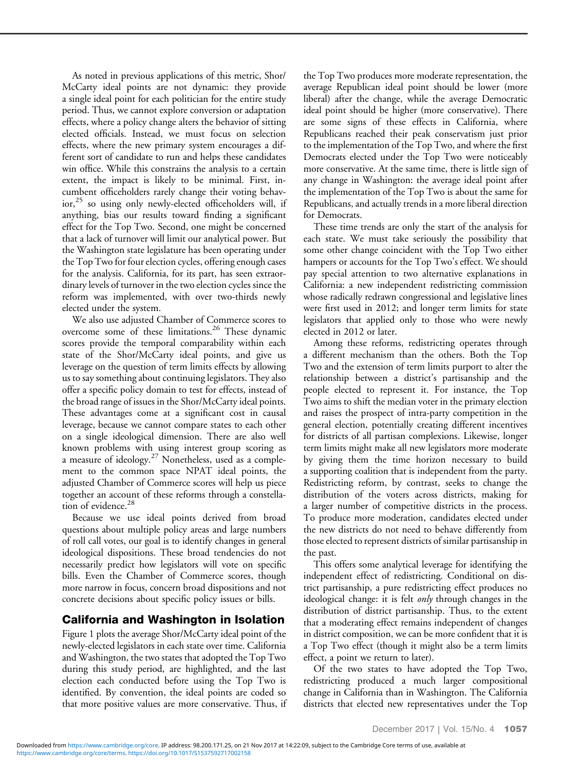As noted in previous applications of this metric, Shor/McCarty ideal points are not dynamic: they provide a single ideal point for each politician for the entire study period. Thus, we cannot explore conversion or adaptation effects, where a policy change alters the behavior of sitting elected officials. Instead, we must focus on selection effects, where the new primary system encourages a different sort of candidate to run and helps these candidates win office. While this constrains the analysis to a certain extent, the impact is likely to be minimal. First, incumbent officeholders rarely change their voting behavior,[25] so using only newly-elected officeholders will, if anything, bias our results toward finding a significant effect for the Top Two. Second, one might be concerned that a lack of turnover will limit our analytical power. But the Washington state legislature has been operating under the Top Two for four election cycles, offering enough cases for the analysis. California, for its part, has seen extraordinary levels of turnover in the two election cycles since the reform was implemented, with over two-thirds newly elected under the system.

We also use adjusted Chamber of Commerce scores to overcome some of these limitations.[26] These dynamic scores provide the temporal comparability within each state of the Shor/McCarty ideal points, and give us leverage on the question of term limits effects by allowing us to say something about continuing legislators. They also offer a specific policy domain to test for effects, instead of the broad range of issues in the Shor/McCarty ideal points. These advantages come at a significant cost in causal leverage, because we cannot compare states to each other on a single ideological dimension. There are also well known problems with using interest group scoring as a measure of ideology.[27] Nonetheless, used as a complement to the common space NPAT ideal points, the adjusted Chamber of Commerce scores will help us piece together an account of these reforms through a constellation of evidence.[28]

Because we use ideal points derived from broad questions about multiple policy areas and large numbers of roll call votes, our goal is to identify changes in general ideological dispositions. These broad tendencies do not necessarily predict how legislators will vote on specific bills. Even the Chamber of Commerce scores, though more narrow in focus, concern broad dispositions and not concrete decisions about specific policy issues or bills.

## California and Washington in Isolation

Figure 1 plots the average Shor/McCarty ideal point of the newly-elected legislators in each state over time. California and Washington, the two states that adopted the Top Two during this study period, are highlighted, and the last election each conducted before using the Top Two is identified. By convention, the ideal points are coded so that more positive values are more conservative. Thus, if the Top Two produces more moderate representation, the average Republican ideal point should be lower (more liberal) after the change, while the average Democratic ideal point should be higher (more conservative). There are some signs of these effects in California, where Republicans reached their peak conservatism just prior to the implementation of the Top Two, and where the first Democrats elected under the Top Two were noticeably more conservative. At the same time, there is little sign of any change in Washington: the average ideal point after the implementation of the Top Two is about the same for Republicans, and actually trends in a more liberal direction for Democrats.

These time trends are only the start of the analysis for each state. We must take seriously the possibility that some other change coincident with the Top Two either hampers or accounts for the Top Two's effect. We should pay special attention to two alternative explanations in California: a new independent redistricting commission whose radically redrawn congressional and legislative lines were first used in 2012; and longer term limits for state legislators that applied only to those who were newly elected in 2012 or later.

Among these reforms, redistricting operates through a different mechanism than the others. Both the Top Two and the extension of term limits purport to alter the relationship between a district's partisanship and the people elected to represent it. For instance, the Top Two aims to shift the median voter in the primary election and raises the prospect of intra-party competition in the general election, potentially creating different incentives for districts of all partisan complexions. Likewise, longer term limits might make all new legislators more moderate by giving them the time horizon necessary to build a supporting coalition that is independent from the party. Redistricting reform, by contrast, seeks to change the distribution of the voters across districts, making for a larger number of competitive districts in the process. To produce more moderation, candidates elected under the new districts do not need to behave differently from those elected to represent districts of similar partisanship in the past.

This offers some analytical leverage for identifying the independent effect of redistricting. Conditional on district partisanship, a pure redistricting effect produces no ideological change: it is felt *only* through changes in the distribution of district partisanship. Thus, to the extent that a moderating effect remains independent of changes in district composition, we can be more confident that it is a Top Two effect (though it might also be a term limits effect, a point we return to later).

Of the two states to have adopted the Top Two, redistricting produced a much larger compositional change in California than in Washington. The California districts that elected new representatives under the Top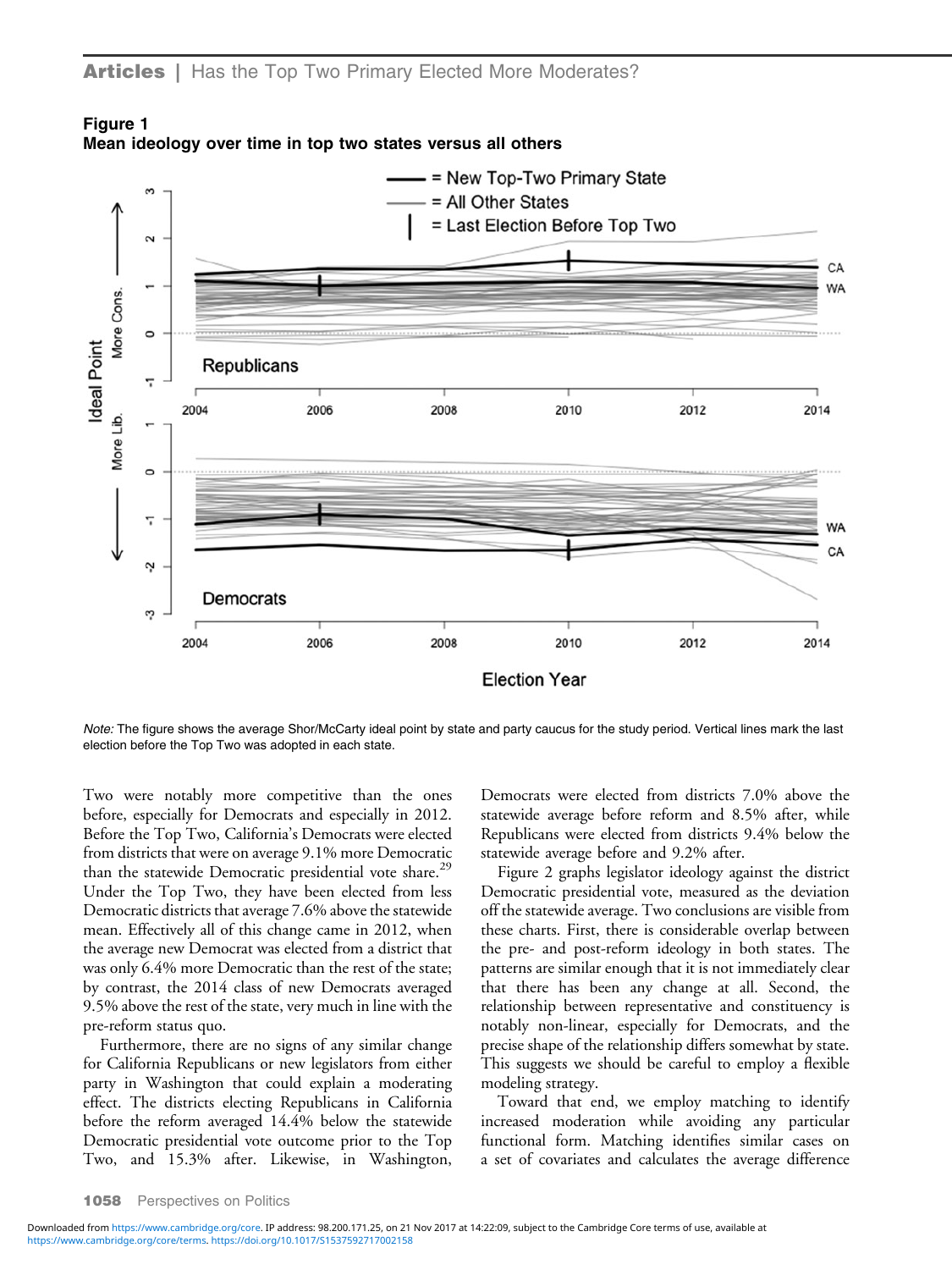**Figure 1**
**Mean ideology over time in top two states versus all others**

*Note:* The figure shows the average Shor/McCarty ideal point by state and party caucus for the study period. Vertical lines mark the last election before the Top Two was adopted in each state.

Two were notably more competitive than the ones before, especially for Democrats and especially in 2012. Before the Top Two, California's Democrats were elected from districts that were on average 9.1% more Democratic than the statewide Democratic presidential vote share.[29] Under the Top Two, they have been elected from less Democratic districts that average 7.6% above the statewide mean. Effectively all of this change came in 2012, when the average new Democrat was elected from a district that was only 6.4% more Democratic than the rest of the state; by contrast, the 2014 class of new Democrats averaged 9.5% above the rest of the state, very much in line with the pre-reform status quo.

Furthermore, there are no signs of any similar change for California Republicans or new legislators from either party in Washington that could explain a moderating effect. The districts electing Republicans in California before the reform averaged 14.4% below the statewide Democratic presidential vote outcome prior to the Top Two, and 15.3% after. Likewise, in Washington, Democrats were elected from districts 7.0% above the statewide average before reform and 8.5% after, while Republicans were elected from districts 9.4% below the statewide average before and 9.2% after.

Figure 2 graphs legislator ideology against the district Democratic presidential vote, measured as the deviation off the statewide average. Two conclusions are visible from these charts. First, there is considerable overlap between the pre- and post-reform ideology in both states. The patterns are similar enough that it is not immediately clear that there has been any change at all. Second, the relationship between representative and constituency is notably non-linear, especially for Democrats, and the precise shape of the relationship differs somewhat by state. This suggests we should be careful to employ a flexible modeling strategy.

Toward that end, we employ matching to identify increased moderation while avoiding any particular functional form. Matching identifies similar cases on a set of covariates and calculates the average difference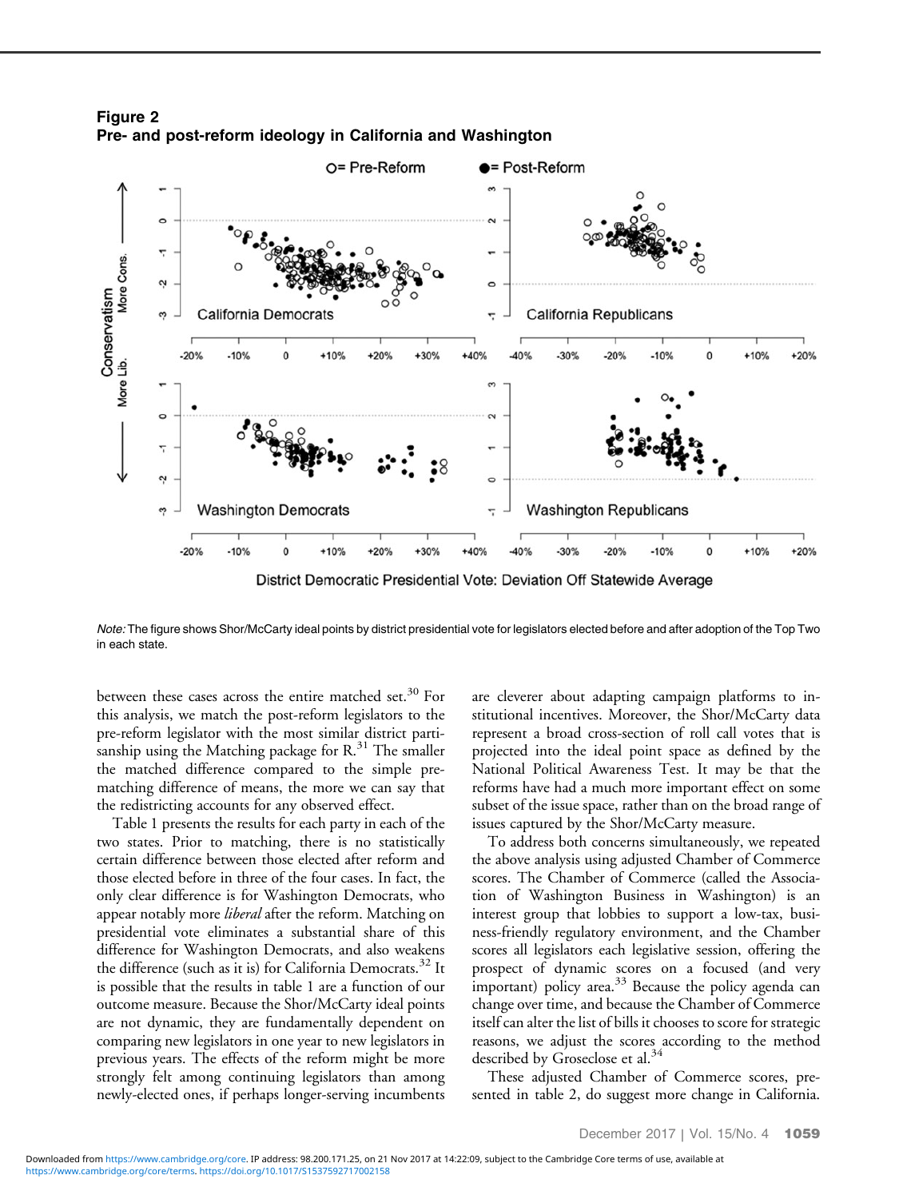**Figure 2**
**Pre- and post-reform ideology in California and Washington**

*Note:* The figure shows Shor/McCarty ideal points by district presidential vote for legislators elected before and after adoption of the Top Two in each state.

between these cases across the entire matched set.[30] For this analysis, we match the post-reform legislators to the pre-reform legislator with the most similar district partisanship using the Matching package for R.[31] The smaller the matched difference compared to the simple pre-matching difference of means, the more we can say that the redistricting accounts for any observed effect.

Table 1 presents the results for each party in each of the two states. Prior to matching, there is no statistically certain difference between those elected after reform and those elected before in three of the four cases. In fact, the only clear difference is for Washington Democrats, who appear notably more *liberal* after the reform. Matching on presidential vote eliminates a substantial share of this difference for Washington Democrats, and also weakens the difference (such as it is) for California Democrats.[32] It is possible that the results in table 1 are a function of our outcome measure. Because the Shor/McCarty ideal points are not dynamic, they are fundamentally dependent on comparing new legislators in one year to new legislators in previous years. The effects of the reform might be more strongly felt among continuing legislators than among newly-elected ones, if perhaps longer-serving incumbents are cleverer about adapting campaign platforms to institutional incentives. Moreover, the Shor/McCarty data represent a broad cross-section of roll call votes that is projected into the ideal point space as defined by the National Political Awareness Test. It may be that the reforms have had a much more important effect on some subset of the issue space, rather than on the broad range of issues captured by the Shor/McCarty measure.

To address both concerns simultaneously, we repeated the above analysis using adjusted Chamber of Commerce scores. The Chamber of Commerce (called the Association of Washington Business in Washington) is an interest group that lobbies to support a low-tax, business-friendly regulatory environment, and the Chamber scores all legislators each legislative session, offering the prospect of dynamic scores on a focused (and very important) policy area.[33] Because the policy agenda can change over time, and because the Chamber of Commerce itself can alter the list of bills it chooses to score for strategic reasons, we adjust the scores according to the method described by Groseclose et al.[34]

These adjusted Chamber of Commerce scores, presented in table 2, do suggest more change in California.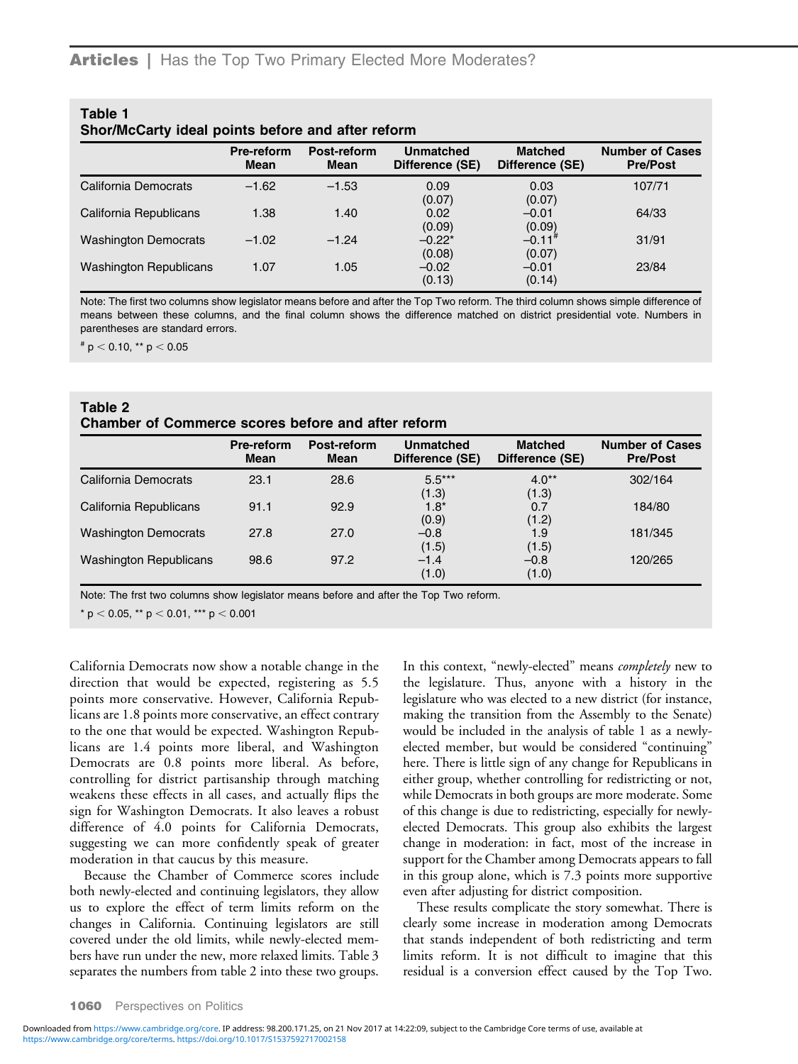**Table 1**
**Shor/McCarty ideal points before and after reform**

| | Pre-reform Mean | Post-reform Mean | Unmatched Difference (SE) | Matched Difference (SE) | Number of Cases Pre/Post |
|---|---|---|---|---|---|
| California Democrats | −1.62 | −1.53 | 0.09 (0.07) | 0.03 (0.07) | 107/71 |
| California Republicans | 1.38 | 1.40 | 0.02 (0.09) | −0.01 (0.09) | 64/33 |
| Washington Democrats | −1.02 | −1.24 | −0.22* (0.08) | −0.11# (0.07) | 31/91 |
| Washington Republicans | 1.07 | 1.05 | −0.02 (0.13) | −0.01 (0.14) | 23/84 |

Note: The first two columns show legislator means before and after the Top Two reform. The third column shows simple difference of means between these columns, and the final column shows the difference matched on district presidential vote. Numbers in parentheses are standard errors.

# $p < 0.10$, ** $p < 0.05$

**Table 2**
**Chamber of Commerce scores before and after reform**

| | Pre-reform Mean | Post-reform Mean | Unmatched Difference (SE) | Matched Difference (SE) | Number of Cases Pre/Post |
|---|---|---|---|---|---|
| California Democrats | 23.1 | 28.6 | 5.5*** (1.3) | 4.0** (1.3) | 302/164 |
| California Republicans | 91.1 | 92.9 | 1.8* (0.9) | 0.7 (1.2) | 184/80 |
| Washington Democrats | 27.8 | 27.0 | −0.8 (1.5) | 1.9 (1.5) | 181/345 |
| Washington Republicans | 98.6 | 97.2 | −1.4 (1.0) | −0.8 (1.0) | 120/265 |

Note: The frst two columns show legislator means before and after the Top Two reform.

* $p < 0.05$, ** $p < 0.01$, *** $p < 0.001$

California Democrats now show a notable change in the direction that would be expected, registering as 5.5 points more conservative. However, California Republicans are 1.8 points more conservative, an effect contrary to the one that would be expected. Washington Republicans are 1.4 points more liberal, and Washington Democrats are 0.8 points more liberal. As before, controlling for district partisanship through matching weakens these effects in all cases, and actually flips the sign for Washington Democrats. It also leaves a robust difference of 4.0 points for California Democrats, suggesting we can more confidently speak of greater moderation in that caucus by this measure.

Because the Chamber of Commerce scores include both newly-elected and continuing legislators, they allow us to explore the effect of term limits reform on the changes in California. Continuing legislators are still covered under the old limits, while newly-elected members have run under the new, more relaxed limits. Table 3 separates the numbers from table 2 into these two groups. In this context, "newly-elected" means *completely* new to the legislature. Thus, anyone with a history in the legislature who was elected to a new district (for instance, making the transition from the Assembly to the Senate) would be included in the analysis of table 1 as a newly-elected member, but would be considered "continuing" here. There is little sign of any change for Republicans in either group, whether controlling for redistricting or not, while Democrats in both groups are more moderate. Some of this change is due to redistricting, especially for newly-elected Democrats. This group also exhibits the largest change in moderation: in fact, most of the increase in support for the Chamber among Democrats appears to fall in this group alone, which is 7.3 points more supportive even after adjusting for district composition.

These results complicate the story somewhat. There is clearly some increase in moderation among Democrats that stands independent of both redistricting and term limits reform. It is not difficult to imagine that this residual is a conversion effect caused by the Top Two.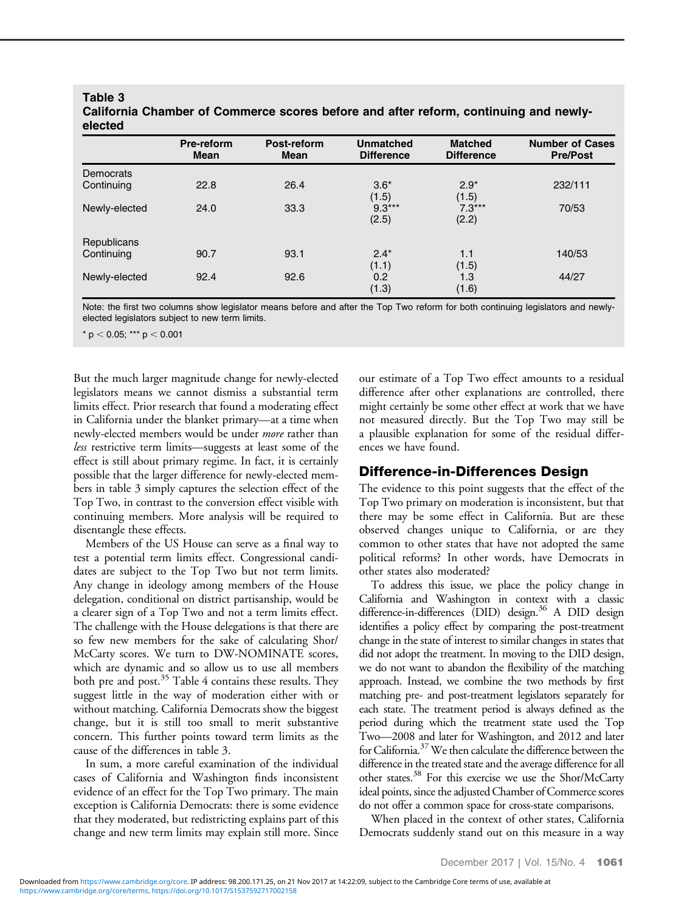**Table 3**
**California Chamber of Commerce scores before and after reform, continuing and newly-elected**

| | Pre-reform Mean | Post-reform Mean | Unmatched Difference | Matched Difference | Number of Cases Pre/Post |
|---|---|---|---|---|---|
| Democrats | | | | | |
| Continuing | 22.8 | 26.4 | 3.6* (1.5) | 2.9* (1.5) | 232/111 |
| Newly-elected | 24.0 | 33.3 | 9.3*** (2.5) | 7.3*** (2.2) | 70/53 |
| Republicans | | | | | |
| Continuing | 90.7 | 93.1 | 2.4* (1.1) | 1.1 (1.5) | 140/53 |
| Newly-elected | 92.4 | 92.6 | 0.2 (1.3) | 1.3 (1.6) | 44/27 |

Note: the first two columns show legislator means before and after the Top Two reform for both continuing legislators and newly-elected legislators subject to new term limits.

* $p < 0.05$; *** $p < 0.001$

But the much larger magnitude change for newly-elected legislators means we cannot dismiss a substantial term limits effect. Prior research that found a moderating effect in California under the blanket primary—at a time when newly-elected members would be under *more* rather than *less* restrictive term limits—suggests at least some of the effect is still about primary regime. In fact, it is certainly possible that the larger difference for newly-elected members in table 3 simply captures the selection effect of the Top Two, in contrast to the conversion effect visible with continuing members. More analysis will be required to disentangle these effects.

Members of the US House can serve as a final way to test a potential term limits effect. Congressional candidates are subject to the Top Two but not term limits. Any change in ideology among members of the House delegation, conditional on district partisanship, would be a clearer sign of a Top Two and not a term limits effect. The challenge with the House delegations is that there are so few new members for the sake of calculating Shor/McCarty scores. We turn to DW-NOMINATE scores, which are dynamic and so allow us to use all members both pre and post.[35] Table 4 contains these results. They suggest little in the way of moderation either with or without matching. California Democrats show the biggest change, but it is still too small to merit substantive concern. This further points toward term limits as the cause of the differences in table 3.

In sum, a more careful examination of the individual cases of California and Washington finds inconsistent evidence of an effect for the Top Two primary. The main exception is California Democrats: there is some evidence that they moderated, but redistricting explains part of this change and new term limits may explain still more. Since our estimate of a Top Two effect amounts to a residual difference after other explanations are controlled, there might certainly be some other effect at work that we have not measured directly. But the Top Two may still be a plausible explanation for some of the residual differences we have found.

## Difference-in-Differences Design

The evidence to this point suggests that the effect of the Top Two primary on moderation is inconsistent, but that there may be some effect in California. But are these observed changes unique to California, or are they common to other states that have not adopted the same political reforms? In other words, have Democrats in other states also moderated?

To address this issue, we place the policy change in California and Washington in context with a classic difference-in-differences (DID) design.[36] A DID design identifies a policy effect by comparing the post-treatment change in the state of interest to similar changes in states that did not adopt the treatment. In moving to the DID design, we do not want to abandon the flexibility of the matching approach. Instead, we combine the two methods by first matching pre- and post-treatment legislators separately for each state. The treatment period is always defined as the period during which the treatment state used the Top Two—2008 and later for Washington, and 2012 and later for California.[37] We then calculate the difference between the difference in the treated state and the average difference for all other states.[38] For this exercise we use the Shor/McCarty ideal points, since the adjusted Chamber of Commerce scores do not offer a common space for cross-state comparisons.

When placed in the context of other states, California Democrats suddenly stand out on this measure in a way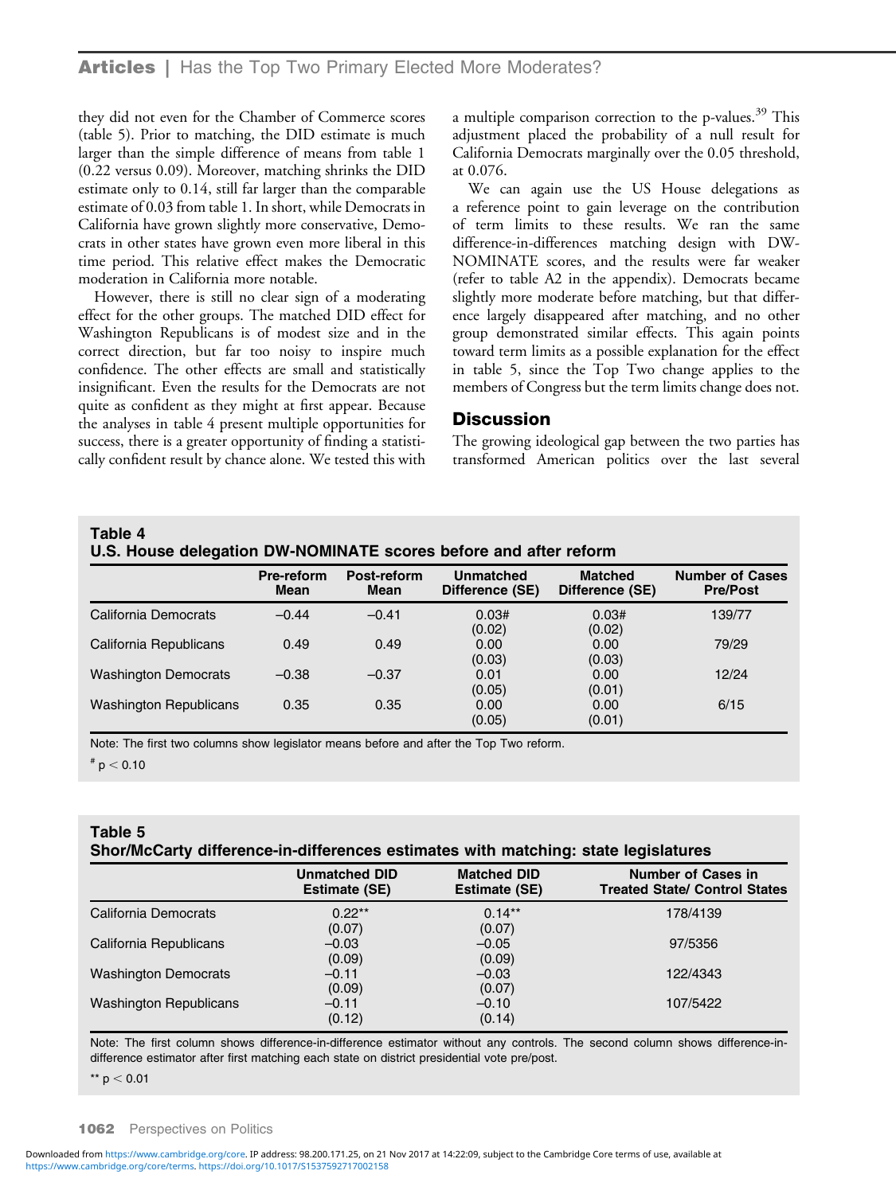they did not even for the Chamber of Commerce scores (table 5). Prior to matching, the DID estimate is much larger than the simple difference of means from table 1 (0.22 versus 0.09). Moreover, matching shrinks the DID estimate only to 0.14, still far larger than the comparable estimate of 0.03 from table 1. In short, while Democrats in California have grown slightly more conservative, Democrats in other states have grown even more liberal in this time period. This relative effect makes the Democratic moderation in California more notable.

However, there is still no clear sign of a moderating effect for the other groups. The matched DID effect for Washington Republicans is of modest size and in the correct direction, but far too noisy to inspire much confidence. The other effects are small and statistically insignificant. Even the results for the Democrats are not quite as confident as they might at first appear. Because the analyses in table 4 present multiple opportunities for success, there is a greater opportunity of finding a statistically confident result by chance alone. We tested this with a multiple comparison correction to the p-values.[39] This adjustment placed the probability of a null result for California Democrats marginally over the 0.05 threshold, at 0.076.

We can again use the US House delegations as a reference point to gain leverage on the contribution of term limits to these results. We ran the same difference-in-differences matching design with DW-NOMINATE scores, and the results were far weaker (refer to table A2 in the appendix). Democrats became slightly more moderate before matching, but that difference largely disappeared after matching, and no other group demonstrated similar effects. This again points toward term limits as a possible explanation for the effect in table 5, since the Top Two change applies to the members of Congress but the term limits change does not.

## Discussion

The growing ideological gap between the two parties has transformed American politics over the last several

**Table 4**
**U.S. House delegation DW-NOMINATE scores before and after reform**

| | Pre-reform Mean | Post-reform Mean | Unmatched Difference (SE) | Matched Difference (SE) | Number of Cases Pre/Post |
|---|---|---|---|---|---|
| California Democrats | −0.44 | −0.41 | 0.03# (0.02) | 0.03# (0.02) | 139/77 |
| California Republicans | 0.49 | 0.49 | 0.00 (0.03) | 0.00 (0.03) | 79/29 |
| Washington Democrats | −0.38 | −0.37 | 0.01 (0.05) | 0.00 (0.01) | 12/24 |
| Washington Republicans | 0.35 | 0.35 | 0.00 (0.05) | 0.00 (0.01) | 6/15 |

Note: The first two columns show legislator means before and after the Top Two reform.

# $p < 0.10$

**Table 5**
**Shor/McCarty difference-in-differences estimates with matching: state legislatures**

| | Unmatched DID Estimate (SE) | Matched DID Estimate (SE) | Number of Cases in Treated State/ Control States |
|---|---|---|---|
| California Democrats | 0.22** (0.07) | 0.14** (0.07) | 178/4139 |
| California Republicans | −0.03 (0.09) | −0.05 (0.09) | 97/5356 |
| Washington Democrats | −0.11 (0.09) | −0.03 (0.07) | 122/4343 |
| Washington Republicans | −0.11 (0.12) | −0.10 (0.14) | 107/5422 |

Note: The first column shows difference-in-difference estimator without any controls. The second column shows difference-in-difference estimator after first matching each state on district presidential vote pre/post.

** $p < 0.01$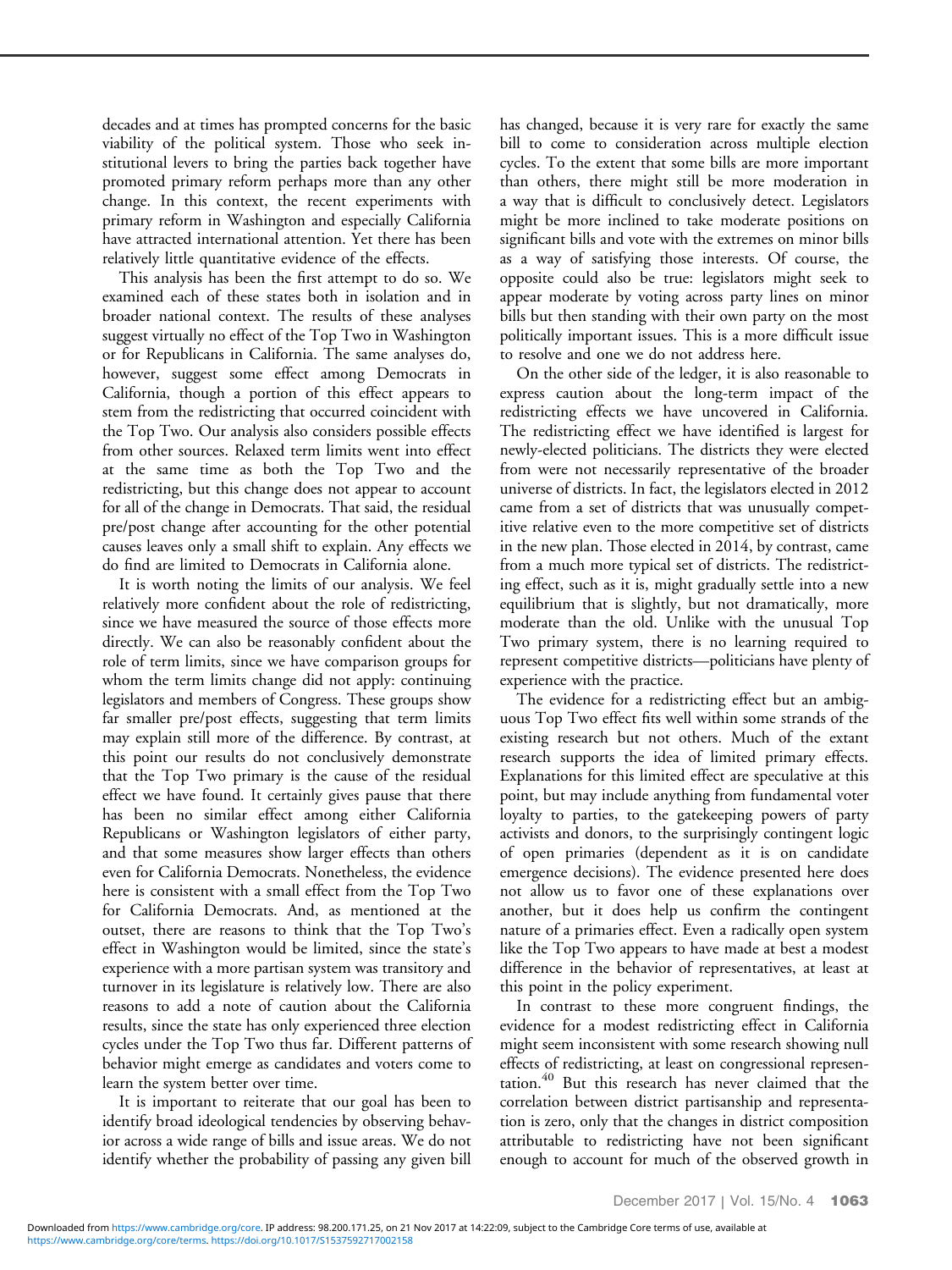decades and at times has prompted concerns for the basic viability of the political system. Those who seek institutional levers to bring the parties back together have promoted primary reform perhaps more than any other change. In this context, the recent experiments with primary reform in Washington and especially California have attracted international attention. Yet there has been relatively little quantitative evidence of the effects.

This analysis has been the first attempt to do so. We examined each of these states both in isolation and in broader national context. The results of these analyses suggest virtually no effect of the Top Two in Washington or for Republicans in California. The same analyses do, however, suggest some effect among Democrats in California, though a portion of this effect appears to stem from the redistricting that occurred coincident with the Top Two. Our analysis also considers possible effects from other sources. Relaxed term limits went into effect at the same time as both the Top Two and the redistricting, but this change does not appear to account for all of the change in Democrats. That said, the residual pre/post change after accounting for the other potential causes leaves only a small shift to explain. Any effects we do find are limited to Democrats in California alone.

It is worth noting the limits of our analysis. We feel relatively more confident about the role of redistricting, since we have measured the source of those effects more directly. We can also be reasonably confident about the role of term limits, since we have comparison groups for whom the term limits change did not apply: continuing legislators and members of Congress. These groups show far smaller pre/post effects, suggesting that term limits may explain still more of the difference. By contrast, at this point our results do not conclusively demonstrate that the Top Two primary is the cause of the residual effect we have found. It certainly gives pause that there has been no similar effect among either California Republicans or Washington legislators of either party, and that some measures show larger effects than others even for California Democrats. Nonetheless, the evidence here is consistent with a small effect from the Top Two for California Democrats. And, as mentioned at the outset, there are reasons to think that the Top Two's effect in Washington would be limited, since the state's experience with a more partisan system was transitory and turnover in its legislature is relatively low. There are also reasons to add a note of caution about the California results, since the state has only experienced three election cycles under the Top Two thus far. Different patterns of behavior might emerge as candidates and voters come to learn the system better over time.

It is important to reiterate that our goal has been to identify broad ideological tendencies by observing behavior across a wide range of bills and issue areas. We do not identify whether the probability of passing any given bill has changed, because it is very rare for exactly the same bill to come to consideration across multiple election cycles. To the extent that some bills are more important than others, there might still be more moderation in a way that is difficult to conclusively detect. Legislators might be more inclined to take moderate positions on significant bills and vote with the extremes on minor bills as a way of satisfying those interests. Of course, the opposite could also be true: legislators might seek to appear moderate by voting across party lines on minor bills but then standing with their own party on the most politically important issues. This is a more difficult issue to resolve and one we do not address here.

On the other side of the ledger, it is also reasonable to express caution about the long-term impact of the redistricting effects we have uncovered in California. The redistricting effect we have identified is largest for newly-elected politicians. The districts they were elected from were not necessarily representative of the broader universe of districts. In fact, the legislators elected in 2012 came from a set of districts that was unusually competitive relative even to the more competitive set of districts in the new plan. Those elected in 2014, by contrast, came from a much more typical set of districts. The redistricting effect, such as it is, might gradually settle into a new equilibrium that is slightly, but not dramatically, more moderate than the old. Unlike with the unusual Top Two primary system, there is no learning required to represent competitive districts—politicians have plenty of experience with the practice.

The evidence for a redistricting effect but an ambiguous Top Two effect fits well within some strands of the existing research but not others. Much of the extant research supports the idea of limited primary effects. Explanations for this limited effect are speculative at this point, but may include anything from fundamental voter loyalty to parties, to the gatekeeping powers of party activists and donors, to the surprisingly contingent logic of open primaries (dependent as it is on candidate emergence decisions). The evidence presented here does not allow us to favor one of these explanations over another, but it does help us confirm the contingent nature of a primaries effect. Even a radically open system like the Top Two appears to have made at best a modest difference in the behavior of representatives, at least at this point in the policy experiment.

In contrast to these more congruent findings, the evidence for a modest redistricting effect in California might seem inconsistent with some research showing null effects of redistricting, at least on congressional representation.[40] But this research has never claimed that the correlation between district partisanship and representation is zero, only that the changes in district composition attributable to redistricting have not been significant enough to account for much of the observed growth in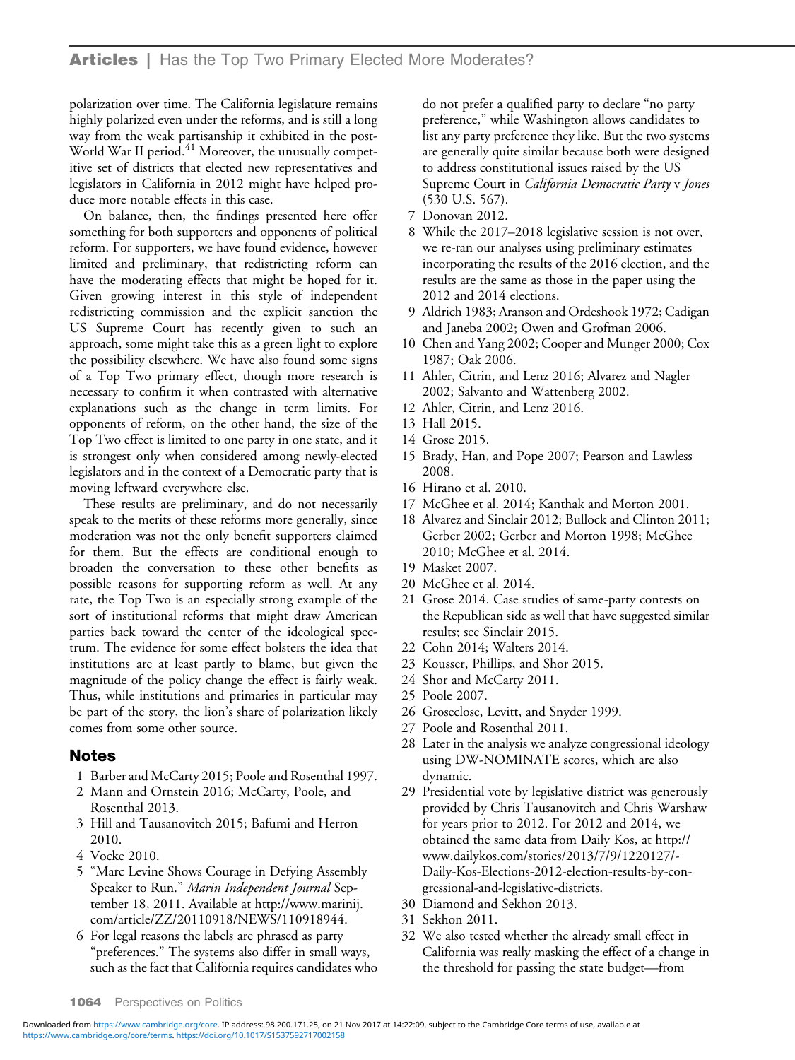polarization over time. The California legislature remains highly polarized even under the reforms, and is still a long way from the weak partisanship it exhibited in the post-World War II period.[41] Moreover, the unusually competitive set of districts that elected new representatives and legislators in California in 2012 might have helped produce more notable effects in this case.

On balance, then, the findings presented here offer something for both supporters and opponents of political reform. For supporters, we have found evidence, however limited and preliminary, that redistricting reform can have the moderating effects that might be hoped for it. Given growing interest in this style of independent redistricting commission and the explicit sanction the US Supreme Court has recently given to such an approach, some might take this as a green light to explore the possibility elsewhere. We have also found some signs of a Top Two primary effect, though more research is necessary to confirm it when contrasted with alternative explanations such as the change in term limits. For opponents of reform, on the other hand, the size of the Top Two effect is limited to one party in one state, and it is strongest only when considered among newly-elected legislators and in the context of a Democratic party that is moving leftward everywhere else.

These results are preliminary, and do not necessarily speak to the merits of these reforms more generally, since moderation was not the only benefit supporters claimed for them. But the effects are conditional enough to broaden the conversation to these other benefits as possible reasons for supporting reform as well. At any rate, the Top Two is an especially strong example of the sort of institutional reforms that might draw American parties back toward the center of the ideological spectrum. The evidence for some effect bolsters the idea that institutions are at least partly to blame, but given the magnitude of the policy change the effect is fairly weak. Thus, while institutions and primaries in particular may be part of the story, the lion's share of polarization likely comes from some other source.

## Notes

1. Barber and McCarty 2015; Poole and Rosenthal 1997.
2. Mann and Ornstein 2016; McCarty, Poole, and Rosenthal 2013.
3. Hill and Tausanovitch 2015; Bafumi and Herron 2010.
4. Vocke 2010.
5. "Marc Levine Shows Courage in Defying Assembly Speaker to Run." *Marin Independent Journal* September 18, 2011. Available at http://www.marinij.com/article/ZZ/20110918/NEWS/110918944.
6. For legal reasons the labels are phrased as party "preferences." The systems also differ in small ways, such as the fact that California requires candidates who do not prefer a qualified party to declare "no party preference," while Washington allows candidates to list any party preference they like. But the two systems are generally quite similar because both were designed to address constitutional issues raised by the US Supreme Court in *California Democratic Party* v *Jones* (530 U.S. 567).
7. Donovan 2012.
8. While the 2017–2018 legislative session is not over, we re-ran our analyses using preliminary estimates incorporating the results of the 2016 election, and the results are the same as those in the paper using the 2012 and 2014 elections.
9. Aldrich 1983; Aranson and Ordeshook 1972; Cadigan and Janeba 2002; Owen and Grofman 2006.
10. Chen and Yang 2002; Cooper and Munger 2000; Cox 1987; Oak 2006.
11. Ahler, Citrin, and Lenz 2016; Alvarez and Nagler 2002; Salvanto and Wattenberg 2002.
12. Ahler, Citrin, and Lenz 2016.
13. Hall 2015.
14. Grose 2015.
15. Brady, Han, and Pope 2007; Pearson and Lawless 2008.
16. Hirano et al. 2010.
17. McGhee et al. 2014; Kanthak and Morton 2001.
18. Alvarez and Sinclair 2012; Bullock and Clinton 2011; Gerber 2002; Gerber and Morton 1998; McGhee 2010; McGhee et al. 2014.
19. Masket 2007.
20. McGhee et al. 2014.
21. Grose 2014. Case studies of same-party contests on the Republican side as well that have suggested similar results; see Sinclair 2015.
22. Cohn 2014; Walters 2014.
23. Kousser, Phillips, and Shor 2015.
24. Shor and McCarty 2011.
25. Poole 2007.
26. Groseclose, Levitt, and Snyder 1999.
27. Poole and Rosenthal 2011.
28. Later in the analysis we analyze congressional ideology using DW-NOMINATE scores, which are also dynamic.
29. Presidential vote by legislative district was generously provided by Chris Tausanovitch and Chris Warshaw for years prior to 2012. For 2012 and 2014, we obtained the same data from Daily Kos, at http://www.dailykos.com/stories/2013/7/9/1220127/-Daily-Kos-Elections-2012-election-results-by-congressional-and-legislative-districts.
30. Diamond and Sekhon 2013.
31. Sekhon 2011.
32. We also tested whether the already small effect in California was really masking the effect of a change in the threshold for passing the state budget—from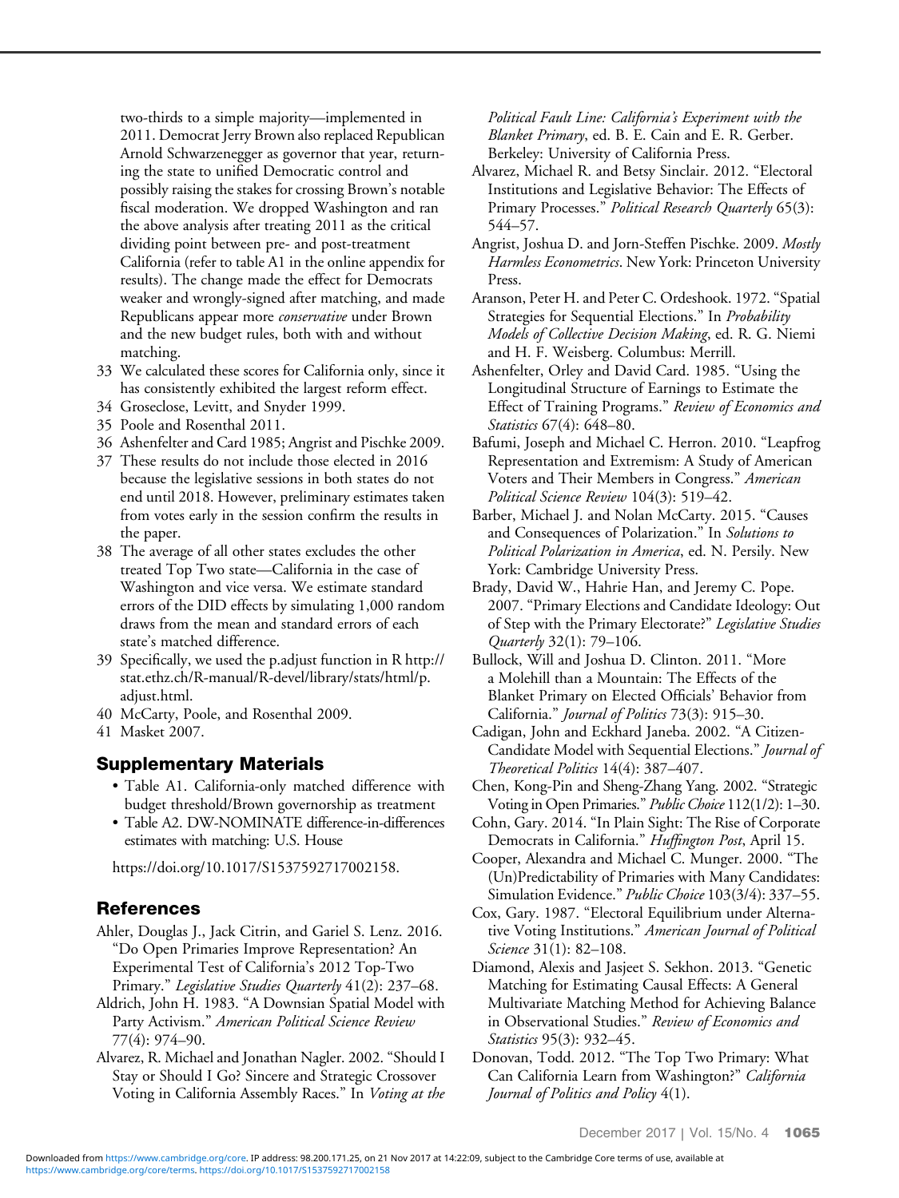two-thirds to a simple majority—implemented in 2011. Democrat Jerry Brown also replaced Republican Arnold Schwarzenegger as governor that year, returning the state to unified Democratic control and possibly raising the stakes for crossing Brown's notable fiscal moderation. We dropped Washington and ran the above analysis after treating 2011 as the critical dividing point between pre- and post-treatment California (refer to table A1 in the online appendix for results). The change made the effect for Democrats weaker and wrongly-signed after matching, and made Republicans appear more *conservative* under Brown and the new budget rules, both with and without matching.

33 We calculated these scores for California only, since it has consistently exhibited the largest reform effect.
34 Groseclose, Levitt, and Snyder 1999.
35 Poole and Rosenthal 2011.
36 Ashenfelter and Card 1985; Angrist and Pischke 2009.
37 These results do not include those elected in 2016 because the legislative sessions in both states do not end until 2018. However, preliminary estimates taken from votes early in the session confirm the results in the paper.
38 The average of all other states excludes the other treated Top Two state—California in the case of Washington and vice versa. We estimate standard errors of the DID effects by simulating 1,000 random draws from the mean and standard errors of each state's matched difference.
39 Specifically, we used the p.adjust function in R http://stat.ethz.ch/R-manual/R-devel/library/stats/html/p.adjust.html.
40 McCarty, Poole, and Rosenthal 2009.
41 Masket 2007.

## Supplementary Materials

- Table A1. California-only matched difference with budget threshold/Brown governorship as treatment
- Table A2. DW-NOMINATE difference-in-differences estimates with matching: U.S. House

https://doi.org/10.1017/S1537592717002158.

## References

Ahler, Douglas J., Jack Citrin, and Gariel S. Lenz. 2016. "Do Open Primaries Improve Representation? An Experimental Test of California's 2012 Top-Two Primary." *Legislative Studies Quarterly* 41(2): 237–68.

Aldrich, John H. 1983. "A Downsian Spatial Model with Party Activism." *American Political Science Review* 77(4): 974–90.

Alvarez, R. Michael and Jonathan Nagler. 2002. "Should I Stay or Should I Go? Sincere and Strategic Crossover Voting in California Assembly Races." In *Voting at the Political Fault Line: California's Experiment with the Blanket Primary*, ed. B. E. Cain and E. R. Gerber. Berkeley: University of California Press.

Alvarez, Michael R. and Betsy Sinclair. 2012. "Electoral Institutions and Legislative Behavior: The Effects of Primary Processes." *Political Research Quarterly* 65(3): 544–57.

Angrist, Joshua D. and Jorn-Steffen Pischke. 2009. *Mostly Harmless Econometrics*. New York: Princeton University Press.

Aranson, Peter H. and Peter C. Ordeshook. 1972. "Spatial Strategies for Sequential Elections." In *Probability Models of Collective Decision Making*, ed. R. G. Niemi and H. F. Weisberg. Columbus: Merrill.

Ashenfelter, Orley and David Card. 1985. "Using the Longitudinal Structure of Earnings to Estimate the Effect of Training Programs." *Review of Economics and Statistics* 67(4): 648–80.

Bafumi, Joseph and Michael C. Herron. 2010. "Leapfrog Representation and Extremism: A Study of American Voters and Their Members in Congress." *American Political Science Review* 104(3): 519–42.

Barber, Michael J. and Nolan McCarty. 2015. "Causes and Consequences of Polarization." In *Solutions to Political Polarization in America*, ed. N. Persily. New York: Cambridge University Press.

Brady, David W., Hahrie Han, and Jeremy C. Pope. 2007. "Primary Elections and Candidate Ideology: Out of Step with the Primary Electorate?" *Legislative Studies Quarterly* 32(1): 79–106.

Bullock, Will and Joshua D. Clinton. 2011. "More a Molehill than a Mountain: The Effects of the Blanket Primary on Elected Officials' Behavior from California." *Journal of Politics* 73(3): 915–30.

Cadigan, John and Eckhard Janeba. 2002. "A Citizen-Candidate Model with Sequential Elections." *Journal of Theoretical Politics* 14(4): 387–407.

Chen, Kong-Pin and Sheng-Zhang Yang. 2002. "Strategic Voting in Open Primaries." *Public Choice* 112(1/2): 1–30.

Cohn, Gary. 2014. "In Plain Sight: The Rise of Corporate Democrats in California." *Huffington Post*, April 15.

Cooper, Alexandra and Michael C. Munger. 2000. "The (Un)Predictability of Primaries with Many Candidates: Simulation Evidence." *Public Choice* 103(3/4): 337–55.

Cox, Gary. 1987. "Electoral Equilibrium under Alternative Voting Institutions." *American Journal of Political Science* 31(1): 82–108.

Diamond, Alexis and Jasjeet S. Sekhon. 2013. "Genetic Matching for Estimating Causal Effects: A General Multivariate Matching Method for Achieving Balance in Observational Studies." *Review of Economics and Statistics* 95(3): 932–45.

Donovan, Todd. 2012. "The Top Two Primary: What Can California Learn from Washington?" *California Journal of Politics and Policy* 4(1).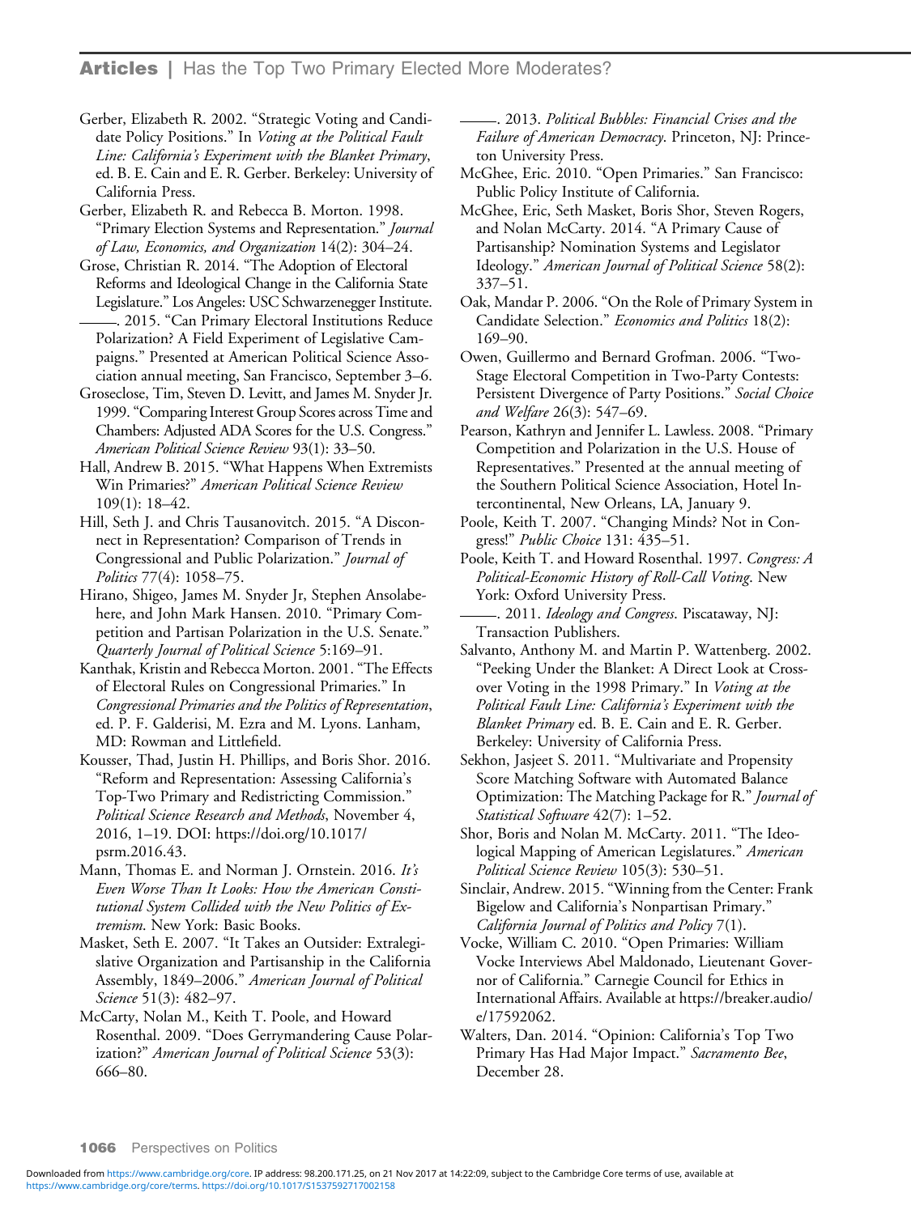Gerber, Elizabeth R. 2002. "Strategic Voting and Candidate Policy Positions." In *Voting at the Political Fault Line: California's Experiment with the Blanket Primary*, ed. B. E. Cain and E. R. Gerber. Berkeley: University of California Press.

Gerber, Elizabeth R. and Rebecca B. Morton. 1998. "Primary Election Systems and Representation." *Journal of Law, Economics, and Organization* 14(2): 304–24.

Grose, Christian R. 2014. "The Adoption of Electoral Reforms and Ideological Change in the California State Legislature." Los Angeles: USC Schwarzenegger Institute.

———. 2015. "Can Primary Electoral Institutions Reduce Polarization? A Field Experiment of Legislative Campaigns." Presented at American Political Science Association annual meeting, San Francisco, September 3–6.

Groseclose, Tim, Steven D. Levitt, and James M. Snyder Jr. 1999. "Comparing Interest Group Scores across Time and Chambers: Adjusted ADA Scores for the U.S. Congress." *American Political Science Review* 93(1): 33–50.

Hall, Andrew B. 2015. "What Happens When Extremists Win Primaries?" *American Political Science Review* 109(1): 18–42.

Hill, Seth J. and Chris Tausanovitch. 2015. "A Disconnect in Representation? Comparison of Trends in Congressional and Public Polarization." *Journal of Politics* 77(4): 1058–75.

Hirano, Shigeo, James M. Snyder Jr, Stephen Ansolabehere, and John Mark Hansen. 2010. "Primary Competition and Partisan Polarization in the U.S. Senate." *Quarterly Journal of Political Science* 5:169–91.

Kanthak, Kristin and Rebecca Morton. 2001. "The Effects of Electoral Rules on Congressional Primaries." In *Congressional Primaries and the Politics of Representation*, ed. P. F. Galderisi, M. Ezra and M. Lyons. Lanham, MD: Rowman and Littlefield.

Kousser, Thad, Justin H. Phillips, and Boris Shor. 2016. "Reform and Representation: Assessing California's Top-Two Primary and Redistricting Commission." *Political Science Research and Methods*, November 4, 2016, 1–19. DOI: https://doi.org/10.1017/psrm.2016.43.

Mann, Thomas E. and Norman J. Ornstein. 2016. *It's Even Worse Than It Looks: How the American Constitutional System Collided with the New Politics of Extremism*. New York: Basic Books.

Masket, Seth E. 2007. "It Takes an Outsider: Extralegislative Organization and Partisanship in the California Assembly, 1849–2006." *American Journal of Political Science* 51(3): 482–97.

McCarty, Nolan M., Keith T. Poole, and Howard Rosenthal. 2009. "Does Gerrymandering Cause Polarization?" *American Journal of Political Science* 53(3): 666–80.

———. 2013. *Political Bubbles: Financial Crises and the Failure of American Democracy*. Princeton, NJ: Princeton University Press.

McGhee, Eric. 2010. "Open Primaries." San Francisco: Public Policy Institute of California.

McGhee, Eric, Seth Masket, Boris Shor, Steven Rogers, and Nolan McCarty. 2014. "A Primary Cause of Partisanship? Nomination Systems and Legislator Ideology." *American Journal of Political Science* 58(2): 337–51.

Oak, Mandar P. 2006. "On the Role of Primary System in Candidate Selection." *Economics and Politics* 18(2): 169–90.

Owen, Guillermo and Bernard Grofman. 2006. "Two-Stage Electoral Competition in Two-Party Contests: Persistent Divergence of Party Positions." *Social Choice and Welfare* 26(3): 547–69.

Pearson, Kathryn and Jennifer L. Lawless. 2008. "Primary Competition and Polarization in the U.S. House of Representatives." Presented at the annual meeting of the Southern Political Science Association, Hotel Intercontinental, New Orleans, LA, January 9.

Poole, Keith T. 2007. "Changing Minds? Not in Congress!" *Public Choice* 131: 435–51.

Poole, Keith T. and Howard Rosenthal. 1997. *Congress: A Political-Economic History of Roll-Call Voting*. New York: Oxford University Press.

———. 2011. *Ideology and Congress*. Piscataway, NJ: Transaction Publishers.

Salvanto, Anthony M. and Martin P. Wattenberg. 2002. "Peeking Under the Blanket: A Direct Look at Crossover Voting in the 1998 Primary." In *Voting at the Political Fault Line: California's Experiment with the Blanket Primary* ed. B. E. Cain and E. R. Gerber. Berkeley: University of California Press.

Sekhon, Jasjeet S. 2011. "Multivariate and Propensity Score Matching Software with Automated Balance Optimization: The Matching Package for R." *Journal of Statistical Software* 42(7): 1–52.

Shor, Boris and Nolan M. McCarty. 2011. "The Ideological Mapping of American Legislatures." *American Political Science Review* 105(3): 530–51.

Sinclair, Andrew. 2015. "Winning from the Center: Frank Bigelow and California's Nonpartisan Primary." *California Journal of Politics and Policy* 7(1).

Vocke, William C. 2010. "Open Primaries: William Vocke Interviews Abel Maldonado, Lieutenant Governor of California." Carnegie Council for Ethics in International Affairs. Available at https://breaker.audio/e/17592062.

Walters, Dan. 2014. "Opinion: California's Top Two Primary Has Had Major Impact." *Sacramento Bee*, December 28.